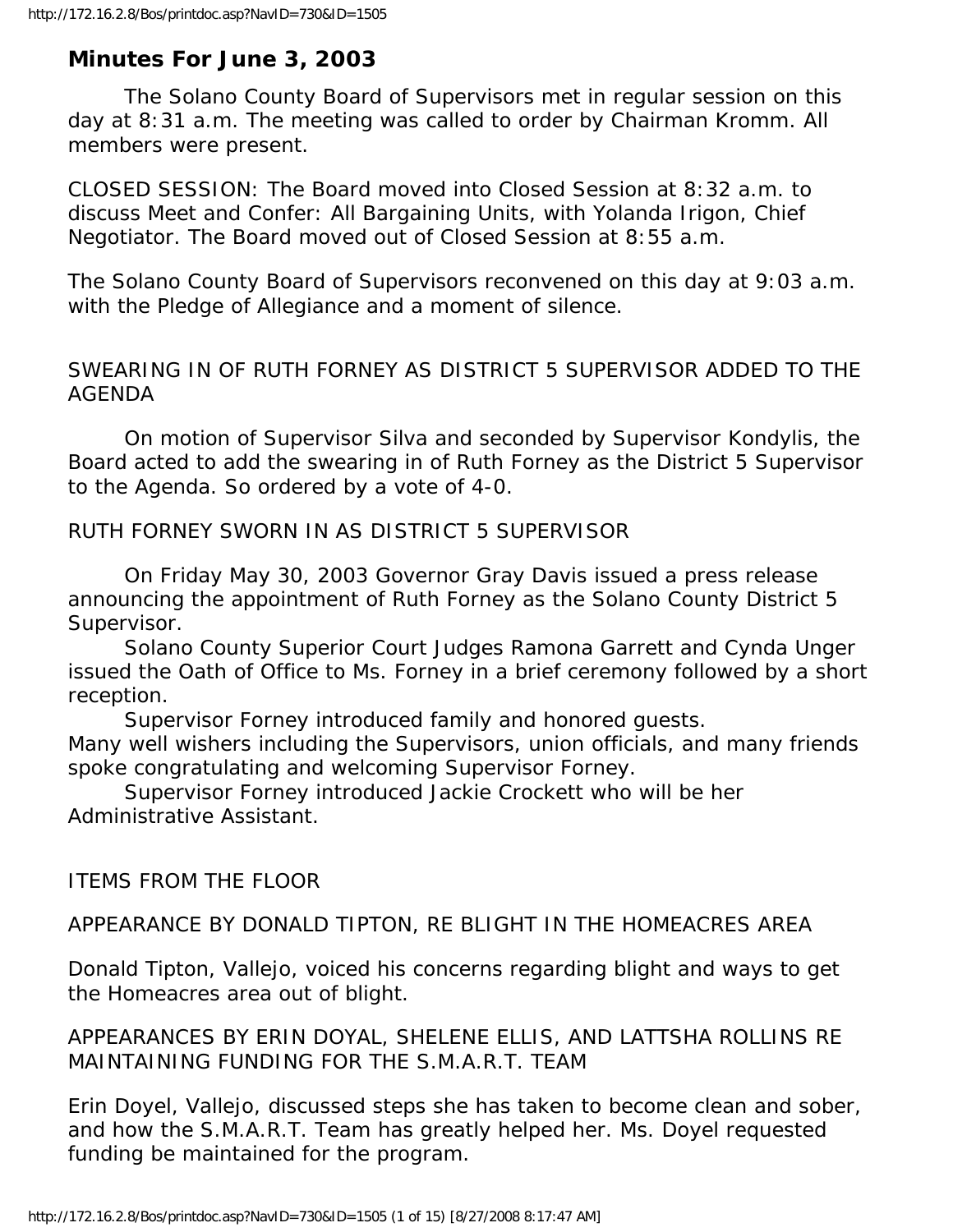# Minutes For June 3, 2003

The Solano County Board of Supervisors met in regular session on this day at 8:31 a.m. The meeting was called to order by Chairman Kromm. All members were present.

CLOSED SESSION: The Board moved into Closed Session at 8:32 a.m. to discuss Meet and Confer: All Bargaining Units, with Yolanda Irigon, Chief Negotiator. The Board moved out of Closed Session at 8:55 a.m.

The Solano County Board of Supervisors reconvened on this day at 9:03 a.m. with the Pledge of Allegiance and a moment of silence.

SWEARING IN OF RUTH FORNEY AS DISTRICT 5 SUPERVISOR ADDED TO THE AGENDA

On motion of Supervisor Silva and seconded by Supervisor Kondylis, the Board acted to add the swearing in of Ruth Forney as the District 5 Supervisor to the Agenda. So ordered by a vote of 4-0.

RUTH FORNEY SWORN IN AS DISTRICT 5 SUPERVISOR

On Friday May 30, 2003 Governor Gray Davis issued a press release announcing the appointment of Ruth Forney as the Solano County District 5 Supervisor.

Solano County Superior Court Judges Ramona Garrett and Cynda Unger issued the Oath of Office to Ms. Forney in a brief ceremony followed by a short reception.

Supervisor Forney introduced family and honored guests.

Many well wishers including the Supervisors, union officials, and many friends spoke congratulating and welcoming Supervisor Forney.

Supervisor Forney introduced Jackie Crockett who will be her Administrative Assistant.

ITEMS FROM THE FLOOR

APPEARANCE BY DONALD TIPTON, RE BLIGHT IN THE HOMEACRES AREA

Donald Tipton, Vallejo, voiced his concerns regarding blight and ways to get the Homeacres area out of blight.

APPEARANCES BY ERIN DOYAL, SHELENE ELLIS, AND LATTSHA ROLLINS RE MAINTAINING FUNDING FOR THE S.M.A.R.T. TEAM

Erin Doyel, Vallejo, discussed steps she has taken to become clean and sober, and how the S.M.A.R.T. Team has greatly helped her. Ms. Doyel requested funding be maintained for the program.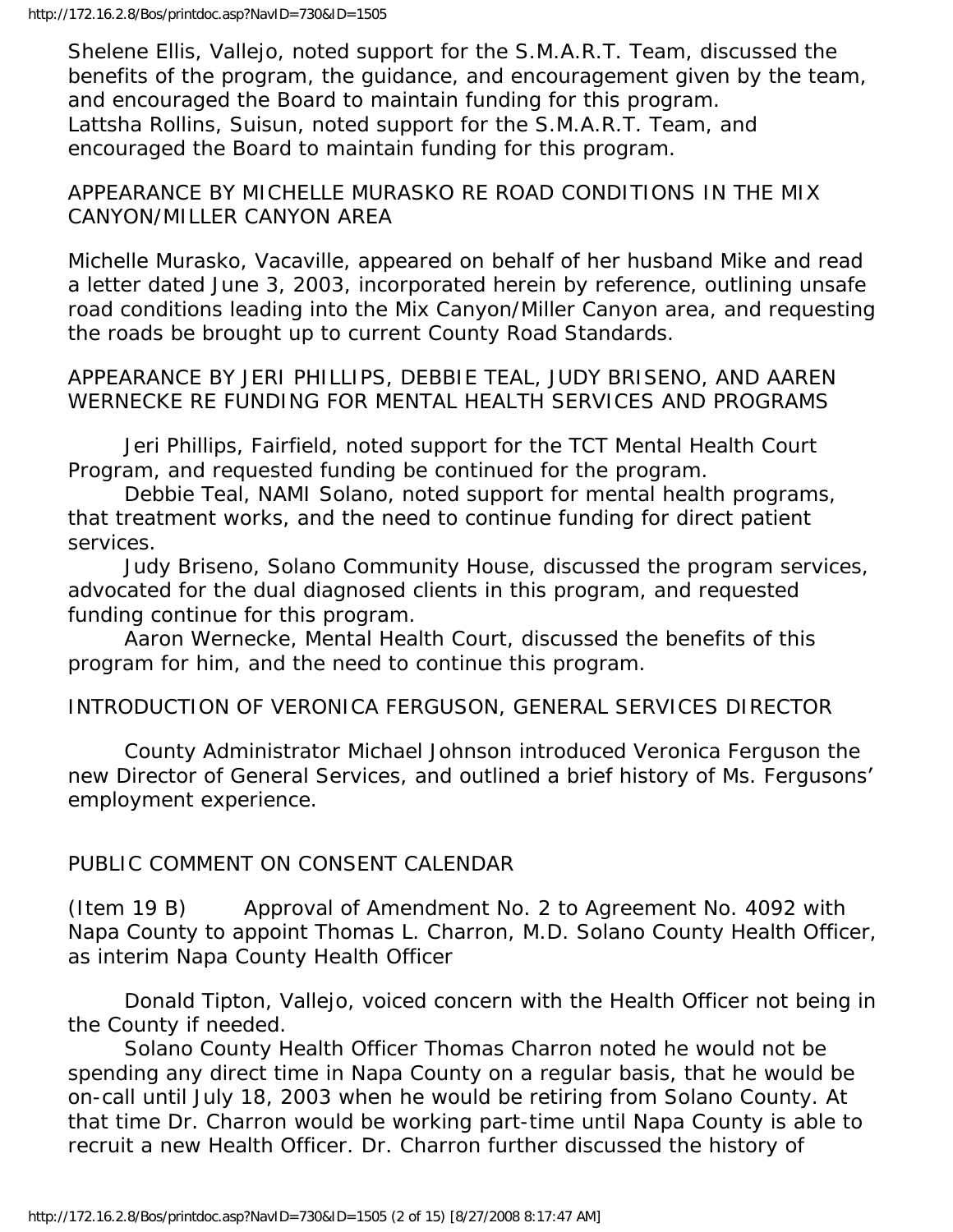Shelene Ellis, Vallejo, noted support for the S.M.A.R.T. Team, discussed the benefits of the program, the guidance, and encouragement given by the team, and encouraged the Board to maintain funding for this program.
Lattsha Rollins, Suisun, noted support for the S.M.A.R.T. Team, and encouraged the Board to maintain funding for this program.

APPEARANCE BY MICHELLE MURASKO RE ROAD CONDITIONS IN THE MIX CANYON/MILLER CANYON AREA

Michelle Murasko, Vacaville, appeared on behalf of her husband Mike and read a letter dated June 3, 2003, incorporated herein by reference, outlining unsafe road conditions leading into the Mix Canyon/Miller Canyon area, and requesting the roads be brought up to current County Road Standards.

APPEARANCE BY JERI PHILLIPS, DEBBIE TEAL, JUDY BRISENO, AND AAREN WERNECKE RE FUNDING FOR MENTAL HEALTH SERVICES AND PROGRAMS

Jeri Phillips, Fairfield, noted support for the TCT Mental Health Court Program, and requested funding be continued for the program.

Debbie Teal, NAMI Solano, noted support for mental health programs, that treatment works, and the need to continue funding for direct patient services.

Judy Briseno, Solano Community House, discussed the program services, advocated for the dual diagnosed clients in this program, and requested funding continue for this program.

Aaron Wernecke, Mental Health Court, discussed the benefits of this program for him, and the need to continue this program.

INTRODUCTION OF VERONICA FERGUSON, GENERAL SERVICES DIRECTOR

County Administrator Michael Johnson introduced Veronica Ferguson the new Director of General Services, and outlined a brief history of Ms. Fergusons' employment experience.

PUBLIC COMMENT ON CONSENT CALENDAR

(Item 19 B) Approval of Amendment No. 2 to Agreement No. 4092 with Napa County to appoint Thomas L. Charron, M.D. Solano County Health Officer, as interim Napa County Health Officer

Donald Tipton, Vallejo, voiced concern with the Health Officer not being in the County if needed.

Solano County Health Officer Thomas Charron noted he would not be spending any direct time in Napa County on a regular basis, that he would be on-call until July 18, 2003 when he would be retiring from Solano County. At that time Dr. Charron would be working part-time until Napa County is able to recruit a new Health Officer. Dr. Charron further discussed the history of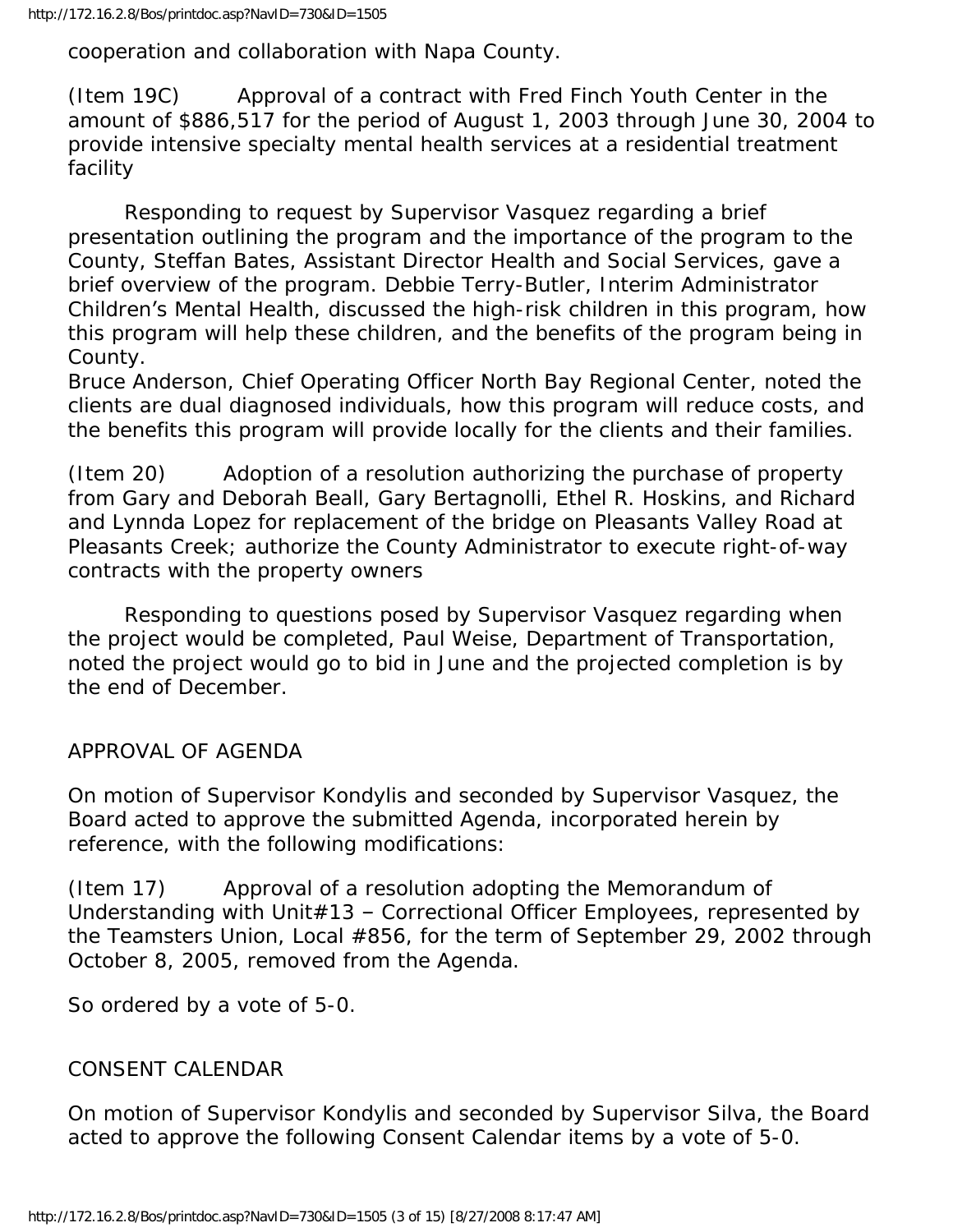cooperation and collaboration with Napa County.

(Item 19C) Approval of a contract with Fred Finch Youth Center in the amount of $886,517 for the period of August 1, 2003 through June 30, 2004 to provide intensive specialty mental health services at a residential treatment facility

Responding to request by Supervisor Vasquez regarding a brief presentation outlining the program and the importance of the program to the County, Steffan Bates, Assistant Director Health and Social Services, gave a brief overview of the program. Debbie Terry-Butler, Interim Administrator Children's Mental Health, discussed the high-risk children in this program, how this program will help these children, and the benefits of the program being in County.
Bruce Anderson, Chief Operating Officer North Bay Regional Center, noted the clients are dual diagnosed individuals, how this program will reduce costs, and the benefits this program will provide locally for the clients and their families.

(Item 20) Adoption of a resolution authorizing the purchase of property from Gary and Deborah Beall, Gary Bertagnolli, Ethel R. Hoskins, and Richard and Lynnda Lopez for replacement of the bridge on Pleasants Valley Road at Pleasants Creek; authorize the County Administrator to execute right-of-way contracts with the property owners

Responding to questions posed by Supervisor Vasquez regarding when the project would be completed, Paul Weise, Department of Transportation, noted the project would go to bid in June and the projected completion is by the end of December.

## APPROVAL OF AGENDA

On motion of Supervisor Kondylis and seconded by Supervisor Vasquez, the Board acted to approve the submitted Agenda, incorporated herein by reference, with the following modifications:

(Item 17) Approval of a resolution adopting the Memorandum of Understanding with Unit#13 – Correctional Officer Employees, represented by the Teamsters Union, Local #856, for the term of September 29, 2002 through October 8, 2005, removed from the Agenda.

So ordered by a vote of 5-0.

## CONSENT CALENDAR

On motion of Supervisor Kondylis and seconded by Supervisor Silva, the Board acted to approve the following Consent Calendar items by a vote of 5-0.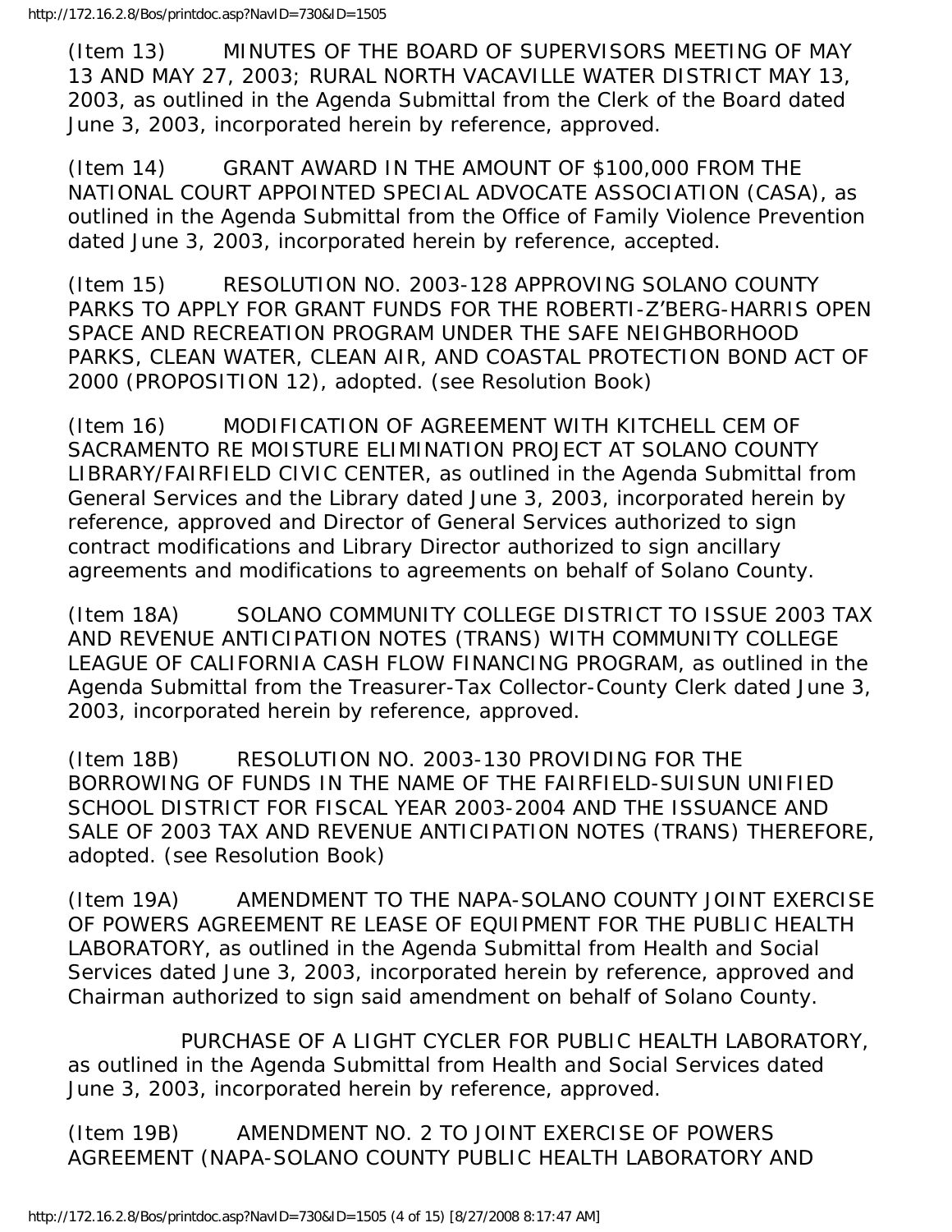(Item 13) MINUTES OF THE BOARD OF SUPERVISORS MEETING OF MAY 13 AND MAY 27, 2003; RURAL NORTH VACAVILLE WATER DISTRICT MAY 13, 2003, as outlined in the Agenda Submittal from the Clerk of the Board dated June 3, 2003, incorporated herein by reference, approved.

(Item 14) GRANT AWARD IN THE AMOUNT OF $100,000 FROM THE NATIONAL COURT APPOINTED SPECIAL ADVOCATE ASSOCIATION (CASA), as outlined in the Agenda Submittal from the Office of Family Violence Prevention dated June 3, 2003, incorporated herein by reference, accepted.

(Item 15) RESOLUTION NO. 2003-128 APPROVING SOLANO COUNTY PARKS TO APPLY FOR GRANT FUNDS FOR THE ROBERTI-Z'BERG-HARRIS OPEN SPACE AND RECREATION PROGRAM UNDER THE SAFE NEIGHBORHOOD PARKS, CLEAN WATER, CLEAN AIR, AND COASTAL PROTECTION BOND ACT OF 2000 (PROPOSITION 12), adopted. (see Resolution Book)

(Item 16) MODIFICATION OF AGREEMENT WITH KITCHELL CEM OF SACRAMENTO RE MOISTURE ELIMINATION PROJECT AT SOLANO COUNTY LIBRARY/FAIRFIELD CIVIC CENTER, as outlined in the Agenda Submittal from General Services and the Library dated June 3, 2003, incorporated herein by reference, approved and Director of General Services authorized to sign contract modifications and Library Director authorized to sign ancillary agreements and modifications to agreements on behalf of Solano County.

(Item 18A) SOLANO COMMUNITY COLLEGE DISTRICT TO ISSUE 2003 TAX AND REVENUE ANTICIPATION NOTES (TRANS) WITH COMMUNITY COLLEGE LEAGUE OF CALIFORNIA CASH FLOW FINANCING PROGRAM, as outlined in the Agenda Submittal from the Treasurer-Tax Collector-County Clerk dated June 3, 2003, incorporated herein by reference, approved.

(Item 18B) RESOLUTION NO. 2003-130 PROVIDING FOR THE BORROWING OF FUNDS IN THE NAME OF THE FAIRFIELD-SUISUN UNIFIED SCHOOL DISTRICT FOR FISCAL YEAR 2003-2004 AND THE ISSUANCE AND SALE OF 2003 TAX AND REVENUE ANTICIPATION NOTES (TRANS) THEREFORE, adopted. (see Resolution Book)

(Item 19A) AMENDMENT TO THE NAPA-SOLANO COUNTY JOINT EXERCISE OF POWERS AGREEMENT RE LEASE OF EQUIPMENT FOR THE PUBLIC HEALTH LABORATORY, as outlined in the Agenda Submittal from Health and Social Services dated June 3, 2003, incorporated herein by reference, approved and Chairman authorized to sign said amendment on behalf of Solano County.

PURCHASE OF A LIGHT CYCLER FOR PUBLIC HEALTH LABORATORY, as outlined in the Agenda Submittal from Health and Social Services dated June 3, 2003, incorporated herein by reference, approved.

(Item 19B) AMENDMENT NO. 2 TO JOINT EXERCISE OF POWERS AGREEMENT (NAPA-SOLANO COUNTY PUBLIC HEALTH LABORATORY AND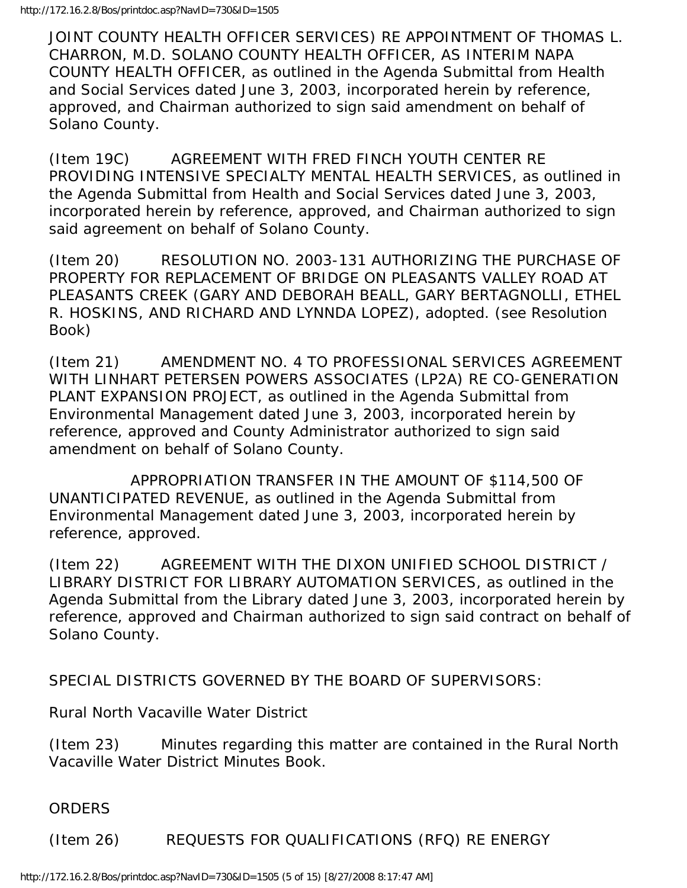JOINT COUNTY HEALTH OFFICER SERVICES) RE APPOINTMENT OF THOMAS L. CHARRON, M.D. SOLANO COUNTY HEALTH OFFICER, AS INTERIM NAPA COUNTY HEALTH OFFICER, as outlined in the Agenda Submittal from Health and Social Services dated June 3, 2003, incorporated herein by reference, approved, and Chairman authorized to sign said amendment on behalf of Solano County.

(Item 19C) AGREEMENT WITH FRED FINCH YOUTH CENTER RE PROVIDING INTENSIVE SPECIALTY MENTAL HEALTH SERVICES, as outlined in the Agenda Submittal from Health and Social Services dated June 3, 2003, incorporated herein by reference, approved, and Chairman authorized to sign said agreement on behalf of Solano County.

(Item 20) RESOLUTION NO. 2003-131 AUTHORIZING THE PURCHASE OF PROPERTY FOR REPLACEMENT OF BRIDGE ON PLEASANTS VALLEY ROAD AT PLEASANTS CREEK (GARY AND DEBORAH BEALL, GARY BERTAGNOLLI, ETHEL R. HOSKINS, AND RICHARD AND LYNNDA LOPEZ), adopted. (see Resolution Book)

(Item 21) AMENDMENT NO. 4 TO PROFESSIONAL SERVICES AGREEMENT WITH LINHART PETERSEN POWERS ASSOCIATES (LP2A) RE CO-GENERATION PLANT EXPANSION PROJECT, as outlined in the Agenda Submittal from Environmental Management dated June 3, 2003, incorporated herein by reference, approved and County Administrator authorized to sign said amendment on behalf of Solano County.

APPROPRIATION TRANSFER IN THE AMOUNT OF $114,500 OF UNANTICIPATED REVENUE, as outlined in the Agenda Submittal from Environmental Management dated June 3, 2003, incorporated herein by reference, approved.

(Item 22) AGREEMENT WITH THE DIXON UNIFIED SCHOOL DISTRICT / LIBRARY DISTRICT FOR LIBRARY AUTOMATION SERVICES, as outlined in the Agenda Submittal from the Library dated June 3, 2003, incorporated herein by reference, approved and Chairman authorized to sign said contract on behalf of Solano County.

SPECIAL DISTRICTS GOVERNED BY THE BOARD OF SUPERVISORS:

Rural North Vacaville Water District

(Item 23) Minutes regarding this matter are contained in the Rural North Vacaville Water District Minutes Book.

ORDERS

(Item 26) REQUESTS FOR QUALIFICATIONS (RFQ) RE ENERGY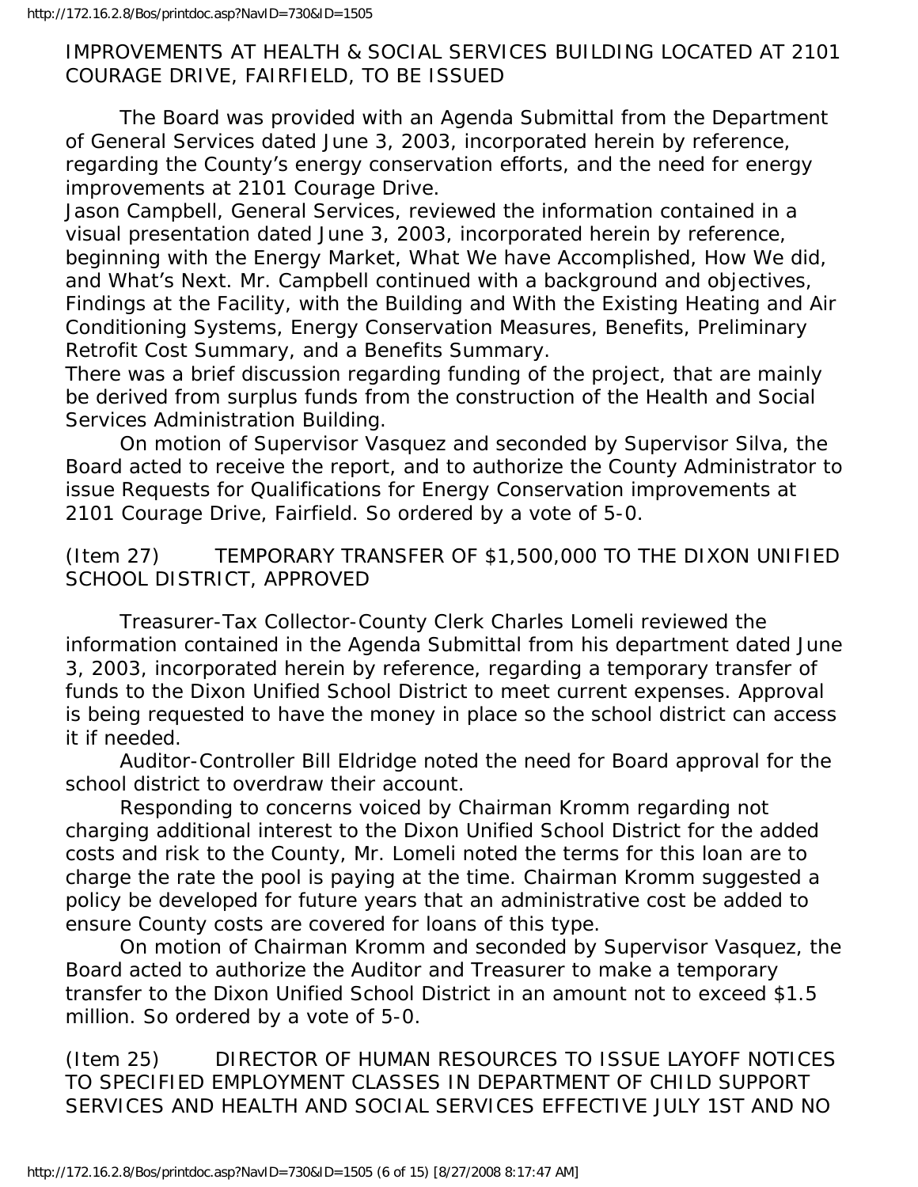IMPROVEMENTS AT HEALTH & SOCIAL SERVICES BUILDING LOCATED AT 2101 COURAGE DRIVE, FAIRFIELD, TO BE ISSUED

The Board was provided with an Agenda Submittal from the Department of General Services dated June 3, 2003, incorporated herein by reference, regarding the County's energy conservation efforts, and the need for energy improvements at 2101 Courage Drive.

Jason Campbell, General Services, reviewed the information contained in a visual presentation dated June 3, 2003, incorporated herein by reference, beginning with the Energy Market, What We have Accomplished, How We did, and What's Next. Mr. Campbell continued with a background and objectives, Findings at the Facility, with the Building and With the Existing Heating and Air Conditioning Systems, Energy Conservation Measures, Benefits, Preliminary Retrofit Cost Summary, and a Benefits Summary.

There was a brief discussion regarding funding of the project, that are mainly be derived from surplus funds from the construction of the Health and Social Services Administration Building.

On motion of Supervisor Vasquez and seconded by Supervisor Silva, the Board acted to receive the report, and to authorize the County Administrator to issue Requests for Qualifications for Energy Conservation improvements at 2101 Courage Drive, Fairfield. So ordered by a vote of 5-0.

(Item 27) TEMPORARY TRANSFER OF $1,500,000 TO THE DIXON UNIFIED SCHOOL DISTRICT, APPROVED

Treasurer-Tax Collector-County Clerk Charles Lomeli reviewed the information contained in the Agenda Submittal from his department dated June 3, 2003, incorporated herein by reference, regarding a temporary transfer of funds to the Dixon Unified School District to meet current expenses. Approval is being requested to have the money in place so the school district can access it if needed.

Auditor-Controller Bill Eldridge noted the need for Board approval for the school district to overdraw their account.

Responding to concerns voiced by Chairman Kromm regarding not charging additional interest to the Dixon Unified School District for the added costs and risk to the County, Mr. Lomeli noted the terms for this loan are to charge the rate the pool is paying at the time. Chairman Kromm suggested a policy be developed for future years that an administrative cost be added to ensure County costs are covered for loans of this type.

On motion of Chairman Kromm and seconded by Supervisor Vasquez, the Board acted to authorize the Auditor and Treasurer to make a temporary transfer to the Dixon Unified School District in an amount not to exceed $1.5 million. So ordered by a vote of 5-0.

(Item 25) DIRECTOR OF HUMAN RESOURCES TO ISSUE LAYOFF NOTICES TO SPECIFIED EMPLOYMENT CLASSES IN DEPARTMENT OF CHILD SUPPORT SERVICES AND HEALTH AND SOCIAL SERVICES EFFECTIVE JULY 1ST AND NO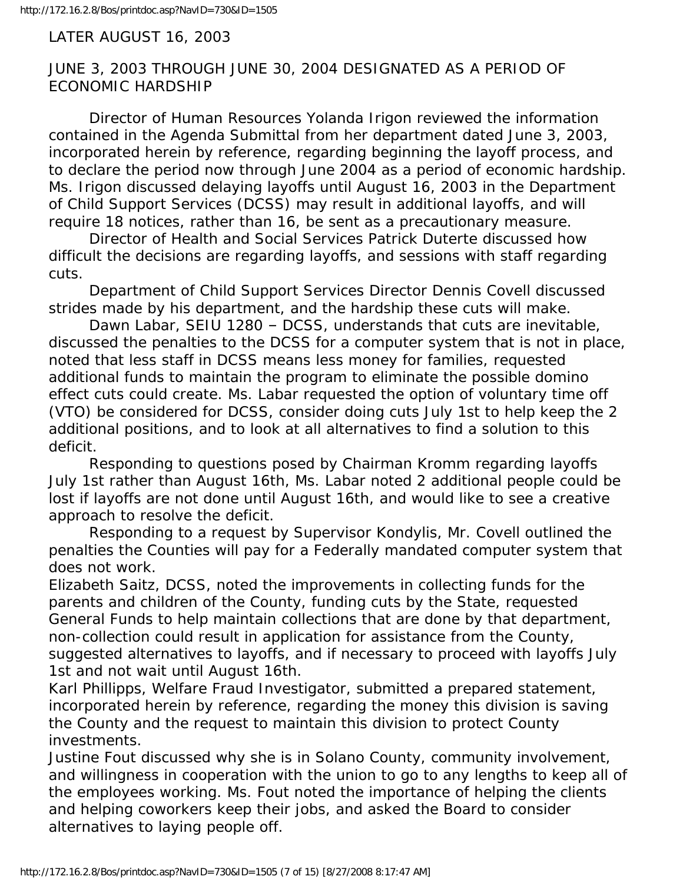LATER AUGUST 16, 2003

JUNE 3, 2003 THROUGH JUNE 30, 2004 DESIGNATED AS A PERIOD OF ECONOMIC HARDSHIP

Director of Human Resources Yolanda Irigon reviewed the information contained in the Agenda Submittal from her department dated June 3, 2003, incorporated herein by reference, regarding beginning the layoff process, and to declare the period now through June 2004 as a period of economic hardship. Ms. Irigon discussed delaying layoffs until August 16, 2003 in the Department of Child Support Services (DCSS) may result in additional layoffs, and will require 18 notices, rather than 16, be sent as a precautionary measure.

Director of Health and Social Services Patrick Duterte discussed how difficult the decisions are regarding layoffs, and sessions with staff regarding cuts.

Department of Child Support Services Director Dennis Covell discussed strides made by his department, and the hardship these cuts will make.

Dawn Labar, SEIU 1280 – DCSS, understands that cuts are inevitable, discussed the penalties to the DCSS for a computer system that is not in place, noted that less staff in DCSS means less money for families, requested additional funds to maintain the program to eliminate the possible domino effect cuts could create. Ms. Labar requested the option of voluntary time off (VTO) be considered for DCSS, consider doing cuts July 1st to help keep the 2 additional positions, and to look at all alternatives to find a solution to this deficit.

Responding to questions posed by Chairman Kromm regarding layoffs July 1st rather than August 16th, Ms. Labar noted 2 additional people could be lost if layoffs are not done until August 16th, and would like to see a creative approach to resolve the deficit.

Responding to a request by Supervisor Kondylis, Mr. Covell outlined the penalties the Counties will pay for a Federally mandated computer system that does not work.

Elizabeth Saitz, DCSS, noted the improvements in collecting funds for the parents and children of the County, funding cuts by the State, requested General Funds to help maintain collections that are done by that department, non-collection could result in application for assistance from the County, suggested alternatives to layoffs, and if necessary to proceed with layoffs July 1st and not wait until August 16th.

Karl Phillipps, Welfare Fraud Investigator, submitted a prepared statement, incorporated herein by reference, regarding the money this division is saving the County and the request to maintain this division to protect County investments.

Justine Fout discussed why she is in Solano County, community involvement, and willingness in cooperation with the union to go to any lengths to keep all of the employees working. Ms. Fout noted the importance of helping the clients and helping coworkers keep their jobs, and asked the Board to consider alternatives to laying people off.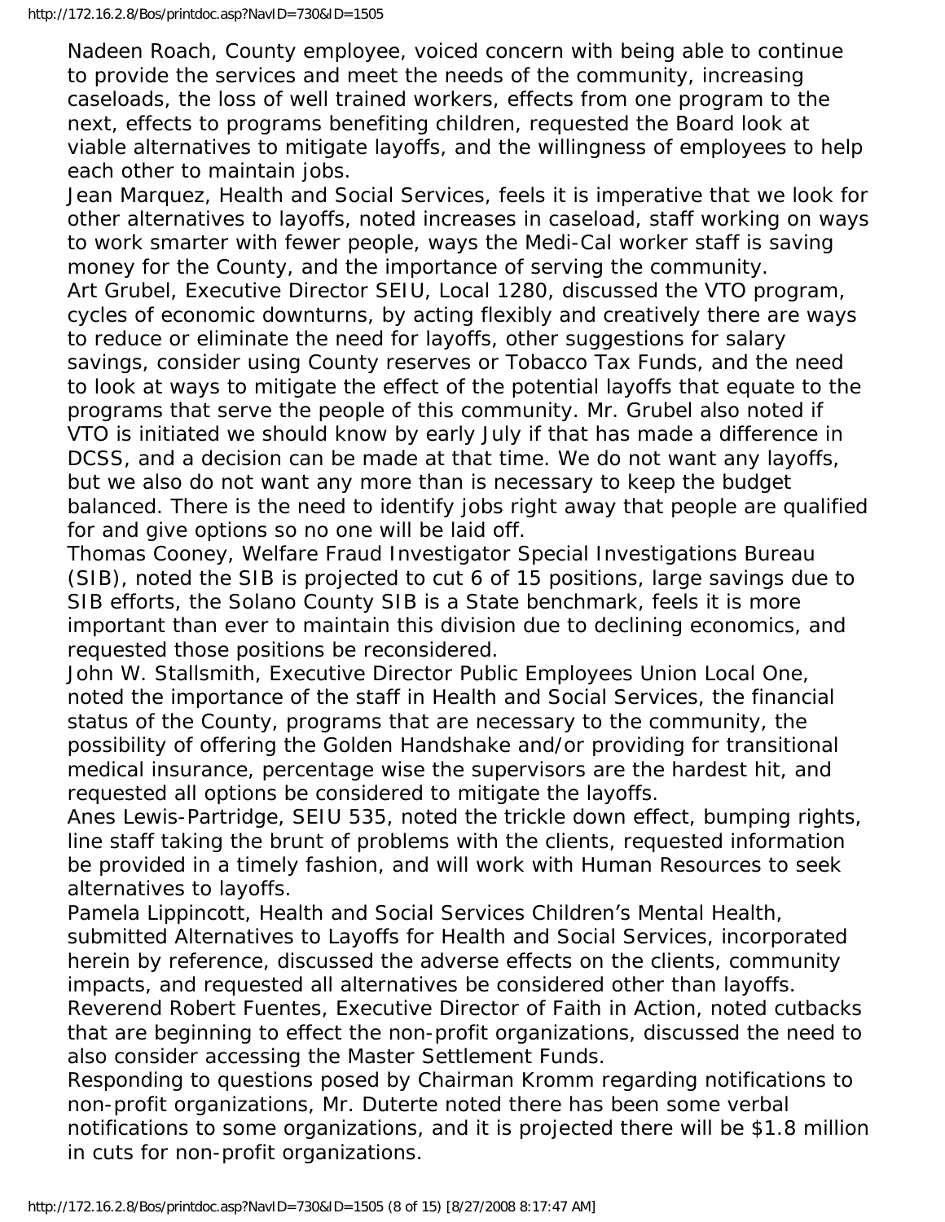Nadeen Roach, County employee, voiced concern with being able to continue to provide the services and meet the needs of the community, increasing caseloads, the loss of well trained workers, effects from one program to the next, effects to programs benefiting children, requested the Board look at viable alternatives to mitigate layoffs, and the willingness of employees to help each other to maintain jobs.

Jean Marquez, Health and Social Services, feels it is imperative that we look for other alternatives to layoffs, noted increases in caseload, staff working on ways to work smarter with fewer people, ways the Medi-Cal worker staff is saving money for the County, and the importance of serving the community.

Art Grubel, Executive Director SEIU, Local 1280, discussed the VTO program, cycles of economic downturns, by acting flexibly and creatively there are ways to reduce or eliminate the need for layoffs, other suggestions for salary savings, consider using County reserves or Tobacco Tax Funds, and the need to look at ways to mitigate the effect of the potential layoffs that equate to the programs that serve the people of this community. Mr. Grubel also noted if VTO is initiated we should know by early July if that has made a difference in DCSS, and a decision can be made at that time. We do not want any layoffs, but we also do not want any more than is necessary to keep the budget balanced. There is the need to identify jobs right away that people are qualified for and give options so no one will be laid off.

Thomas Cooney, Welfare Fraud Investigator Special Investigations Bureau (SIB), noted the SIB is projected to cut 6 of 15 positions, large savings due to SIB efforts, the Solano County SIB is a State benchmark, feels it is more important than ever to maintain this division due to declining economics, and requested those positions be reconsidered.

John W. Stallsmith, Executive Director Public Employees Union Local One, noted the importance of the staff in Health and Social Services, the financial status of the County, programs that are necessary to the community, the possibility of offering the Golden Handshake and/or providing for transitional medical insurance, percentage wise the supervisors are the hardest hit, and requested all options be considered to mitigate the layoffs.

Anes Lewis-Partridge, SEIU 535, noted the trickle down effect, bumping rights, line staff taking the brunt of problems with the clients, requested information be provided in a timely fashion, and will work with Human Resources to seek alternatives to layoffs.

Pamela Lippincott, Health and Social Services Children's Mental Health, submitted Alternatives to Layoffs for Health and Social Services, incorporated herein by reference, discussed the adverse effects on the clients, community impacts, and requested all alternatives be considered other than layoffs.

Reverend Robert Fuentes, Executive Director of Faith in Action, noted cutbacks that are beginning to effect the non-profit organizations, discussed the need to also consider accessing the Master Settlement Funds.

Responding to questions posed by Chairman Kromm regarding notifications to non-profit organizations, Mr. Duterte noted there has been some verbal notifications to some organizations, and it is projected there will be $1.8 million in cuts for non-profit organizations.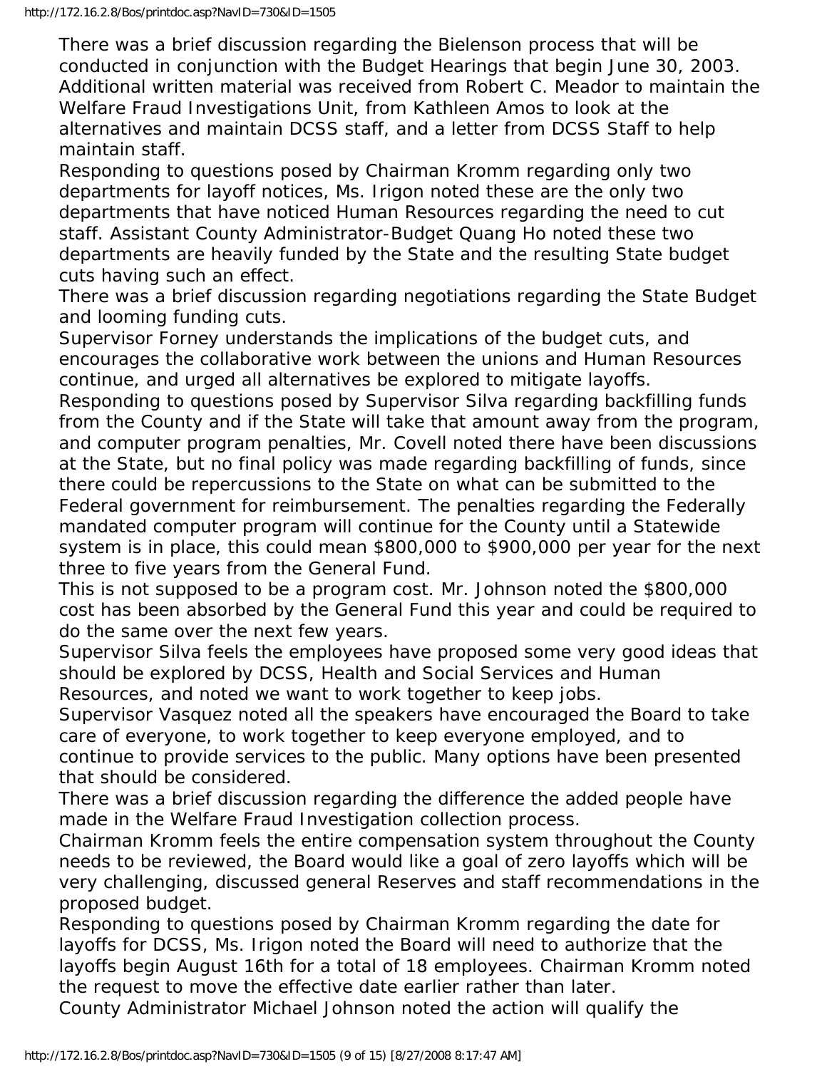There was a brief discussion regarding the Bielenson process that will be conducted in conjunction with the Budget Hearings that begin June 30, 2003. Additional written material was received from Robert C. Meador to maintain the Welfare Fraud Investigations Unit, from Kathleen Amos to look at the alternatives and maintain DCSS staff, and a letter from DCSS Staff to help maintain staff.

Responding to questions posed by Chairman Kromm regarding only two departments for layoff notices, Ms. Irigon noted these are the only two departments that have noticed Human Resources regarding the need to cut staff. Assistant County Administrator-Budget Quang Ho noted these two departments are heavily funded by the State and the resulting State budget cuts having such an effect.

There was a brief discussion regarding negotiations regarding the State Budget and looming funding cuts.

Supervisor Forney understands the implications of the budget cuts, and encourages the collaborative work between the unions and Human Resources continue, and urged all alternatives be explored to mitigate layoffs.

Responding to questions posed by Supervisor Silva regarding backfilling funds from the County and if the State will take that amount away from the program, and computer program penalties, Mr. Covell noted there have been discussions at the State, but no final policy was made regarding backfilling of funds, since there could be repercussions to the State on what can be submitted to the Federal government for reimbursement. The penalties regarding the Federally mandated computer program will continue for the County until a Statewide system is in place, this could mean $800,000 to $900,000 per year for the next three to five years from the General Fund.

This is not supposed to be a program cost. Mr. Johnson noted the $800,000 cost has been absorbed by the General Fund this year and could be required to do the same over the next few years.

Supervisor Silva feels the employees have proposed some very good ideas that should be explored by DCSS, Health and Social Services and Human Resources, and noted we want to work together to keep jobs.

Supervisor Vasquez noted all the speakers have encouraged the Board to take care of everyone, to work together to keep everyone employed, and to continue to provide services to the public. Many options have been presented that should be considered.

There was a brief discussion regarding the difference the added people have made in the Welfare Fraud Investigation collection process.

Chairman Kromm feels the entire compensation system throughout the County needs to be reviewed, the Board would like a goal of zero layoffs which will be very challenging, discussed general Reserves and staff recommendations in the proposed budget.

Responding to questions posed by Chairman Kromm regarding the date for layoffs for DCSS, Ms. Irigon noted the Board will need to authorize that the layoffs begin August 16th for a total of 18 employees. Chairman Kromm noted the request to move the effective date earlier rather than later.

County Administrator Michael Johnson noted the action will qualify the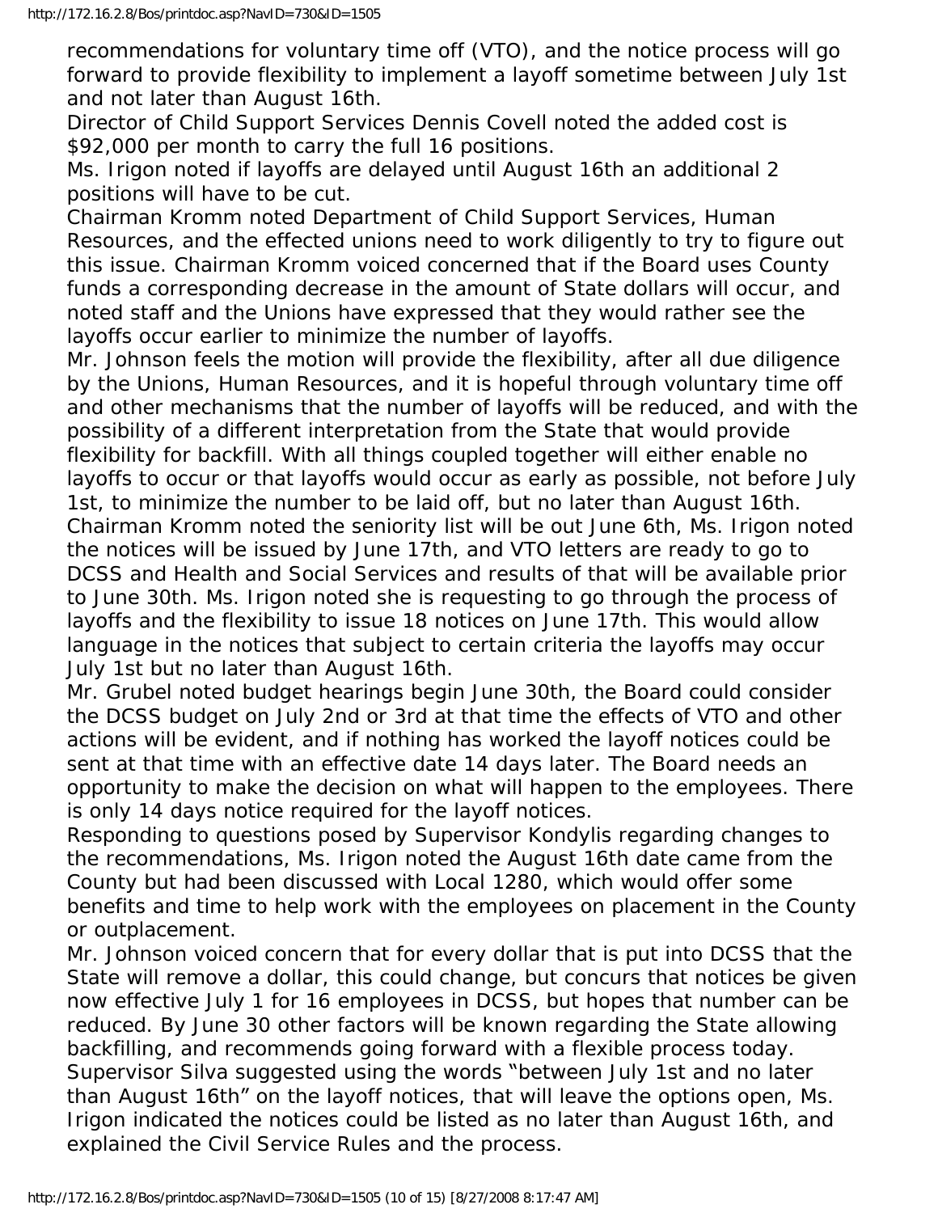recommendations for voluntary time off (VTO), and the notice process will go forward to provide flexibility to implement a layoff sometime between July 1st and not later than August 16th.

Director of Child Support Services Dennis Covell noted the added cost is $92,000 per month to carry the full 16 positions.

Ms. Irigon noted if layoffs are delayed until August 16th an additional 2 positions will have to be cut.

Chairman Kromm noted Department of Child Support Services, Human Resources, and the effected unions need to work diligently to try to figure out this issue. Chairman Kromm voiced concerned that if the Board uses County funds a corresponding decrease in the amount of State dollars will occur, and noted staff and the Unions have expressed that they would rather see the layoffs occur earlier to minimize the number of layoffs.

Mr. Johnson feels the motion will provide the flexibility, after all due diligence by the Unions, Human Resources, and it is hopeful through voluntary time off and other mechanisms that the number of layoffs will be reduced, and with the possibility of a different interpretation from the State that would provide flexibility for backfill. With all things coupled together will either enable no layoffs to occur or that layoffs would occur as early as possible, not before July 1st, to minimize the number to be laid off, but no later than August 16th.

Chairman Kromm noted the seniority list will be out June 6th, Ms. Irigon noted the notices will be issued by June 17th, and VTO letters are ready to go to DCSS and Health and Social Services and results of that will be available prior to June 30th. Ms. Irigon noted she is requesting to go through the process of layoffs and the flexibility to issue 18 notices on June 17th. This would allow language in the notices that subject to certain criteria the layoffs may occur July 1st but no later than August 16th.

Mr. Grubel noted budget hearings begin June 30th, the Board could consider the DCSS budget on July 2nd or 3rd at that time the effects of VTO and other actions will be evident, and if nothing has worked the layoff notices could be sent at that time with an effective date 14 days later. The Board needs an opportunity to make the decision on what will happen to the employees. There is only 14 days notice required for the layoff notices.

Responding to questions posed by Supervisor Kondylis regarding changes to the recommendations, Ms. Irigon noted the August 16th date came from the County but had been discussed with Local 1280, which would offer some benefits and time to help work with the employees on placement in the County or outplacement.

Mr. Johnson voiced concern that for every dollar that is put into DCSS that the State will remove a dollar, this could change, but concurs that notices be given now effective July 1 for 16 employees in DCSS, but hopes that number can be reduced. By June 30 other factors will be known regarding the State allowing backfilling, and recommends going forward with a flexible process today.

Supervisor Silva suggested using the words "between July 1st and no later than August 16th" on the layoff notices, that will leave the options open, Ms. Irigon indicated the notices could be listed as no later than August 16th, and explained the Civil Service Rules and the process.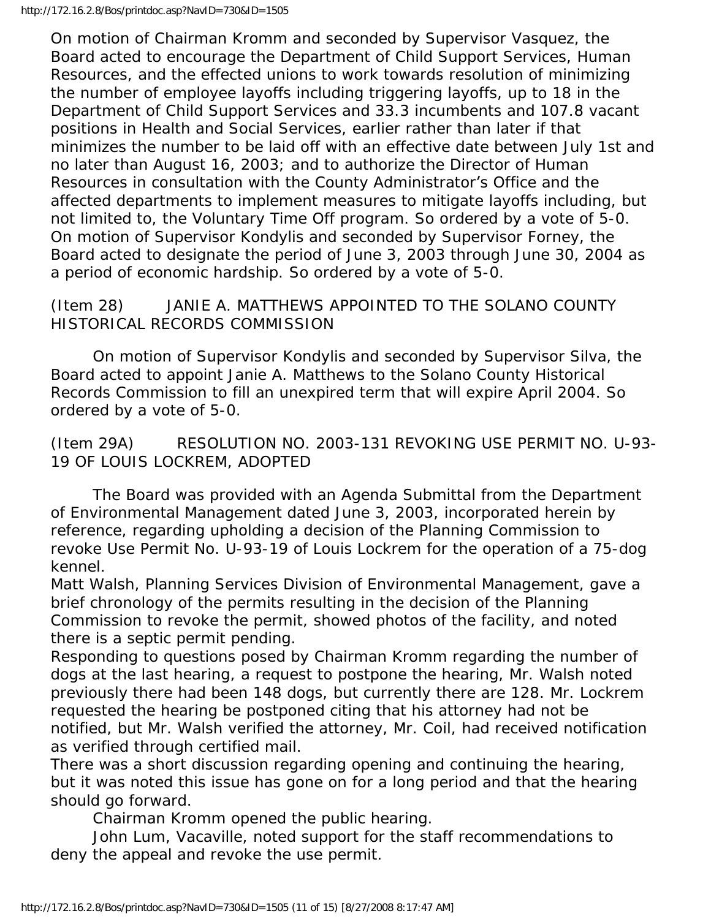On motion of Chairman Kromm and seconded by Supervisor Vasquez, the Board acted to encourage the Department of Child Support Services, Human Resources, and the effected unions to work towards resolution of minimizing the number of employee layoffs including triggering layoffs, up to 18 in the Department of Child Support Services and 33.3 incumbents and 107.8 vacant positions in Health and Social Services, earlier rather than later if that minimizes the number to be laid off with an effective date between July 1st and no later than August 16, 2003; and to authorize the Director of Human Resources in consultation with the County Administrator's Office and the affected departments to implement measures to mitigate layoffs including, but not limited to, the Voluntary Time Off program. So ordered by a vote of 5-0.
On motion of Supervisor Kondylis and seconded by Supervisor Forney, the Board acted to designate the period of June 3, 2003 through June 30, 2004 as a period of economic hardship. So ordered by a vote of 5-0.

(Item 28) JANIE A. MATTHEWS APPOINTED TO THE SOLANO COUNTY HISTORICAL RECORDS COMMISSION

On motion of Supervisor Kondylis and seconded by Supervisor Silva, the Board acted to appoint Janie A. Matthews to the Solano County Historical Records Commission to fill an unexpired term that will expire April 2004. So ordered by a vote of 5-0.

(Item 29A) RESOLUTION NO. 2003-131 REVOKING USE PERMIT NO. U-93-19 OF LOUIS LOCKREM, ADOPTED

The Board was provided with an Agenda Submittal from the Department of Environmental Management dated June 3, 2003, incorporated herein by reference, regarding upholding a decision of the Planning Commission to revoke Use Permit No. U-93-19 of Louis Lockrem for the operation of a 75-dog kennel.
Matt Walsh, Planning Services Division of Environmental Management, gave a brief chronology of the permits resulting in the decision of the Planning Commission to revoke the permit, showed photos of the facility, and noted there is a septic permit pending.
Responding to questions posed by Chairman Kromm regarding the number of dogs at the last hearing, a request to postpone the hearing, Mr. Walsh noted previously there had been 148 dogs, but currently there are 128. Mr. Lockrem requested the hearing be postponed citing that his attorney had not be notified, but Mr. Walsh verified the attorney, Mr. Coil, had received notification as verified through certified mail.
There was a short discussion regarding opening and continuing the hearing, but it was noted this issue has gone on for a long period and that the hearing should go forward.

Chairman Kromm opened the public hearing.

John Lum, Vacaville, noted support for the staff recommendations to deny the appeal and revoke the use permit.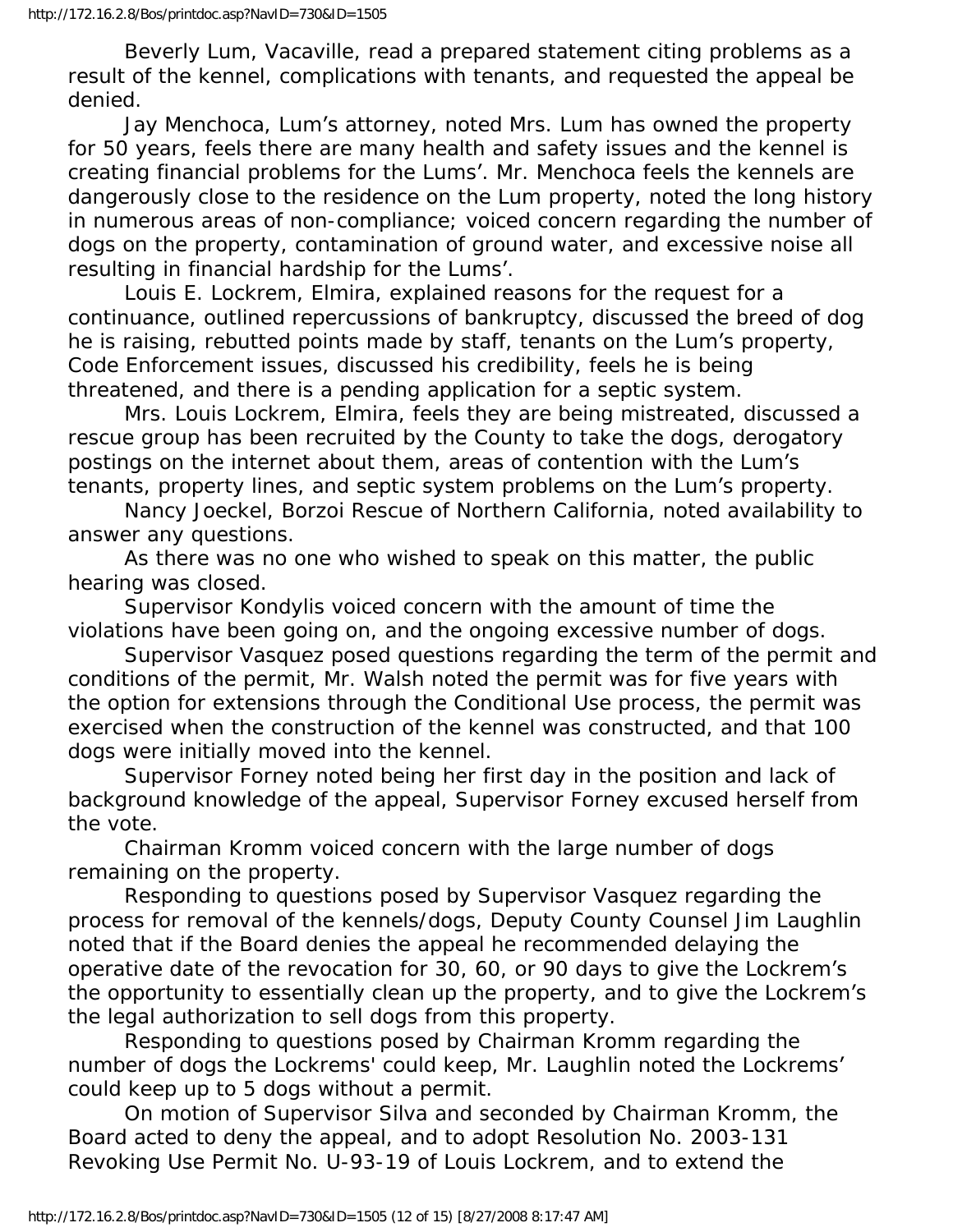Beverly Lum, Vacaville, read a prepared statement citing problems as a result of the kennel, complications with tenants, and requested the appeal be denied.

Jay Menchoca, Lum's attorney, noted Mrs. Lum has owned the property for 50 years, feels there are many health and safety issues and the kennel is creating financial problems for the Lums'. Mr. Menchoca feels the kennels are dangerously close to the residence on the Lum property, noted the long history in numerous areas of non-compliance; voiced concern regarding the number of dogs on the property, contamination of ground water, and excessive noise all resulting in financial hardship for the Lums'.

Louis E. Lockrem, Elmira, explained reasons for the request for a continuance, outlined repercussions of bankruptcy, discussed the breed of dog he is raising, rebutted points made by staff, tenants on the Lum's property, Code Enforcement issues, discussed his credibility, feels he is being threatened, and there is a pending application for a septic system.

Mrs. Louis Lockrem, Elmira, feels they are being mistreated, discussed a rescue group has been recruited by the County to take the dogs, derogatory postings on the internet about them, areas of contention with the Lum's tenants, property lines, and septic system problems on the Lum's property.

Nancy Joeckel, Borzoi Rescue of Northern California, noted availability to answer any questions.

As there was no one who wished to speak on this matter, the public hearing was closed.

Supervisor Kondylis voiced concern with the amount of time the violations have been going on, and the ongoing excessive number of dogs.

Supervisor Vasquez posed questions regarding the term of the permit and conditions of the permit, Mr. Walsh noted the permit was for five years with the option for extensions through the Conditional Use process, the permit was exercised when the construction of the kennel was constructed, and that 100 dogs were initially moved into the kennel.

Supervisor Forney noted being her first day in the position and lack of background knowledge of the appeal, Supervisor Forney excused herself from the vote.

Chairman Kromm voiced concern with the large number of dogs remaining on the property.

Responding to questions posed by Supervisor Vasquez regarding the process for removal of the kennels/dogs, Deputy County Counsel Jim Laughlin noted that if the Board denies the appeal he recommended delaying the operative date of the revocation for 30, 60, or 90 days to give the Lockrem's the opportunity to essentially clean up the property, and to give the Lockrem's the legal authorization to sell dogs from this property.

Responding to questions posed by Chairman Kromm regarding the number of dogs the Lockrems' could keep, Mr. Laughlin noted the Lockrems' could keep up to 5 dogs without a permit.

On motion of Supervisor Silva and seconded by Chairman Kromm, the Board acted to deny the appeal, and to adopt Resolution No. 2003-131 Revoking Use Permit No. U-93-19 of Louis Lockrem, and to extend the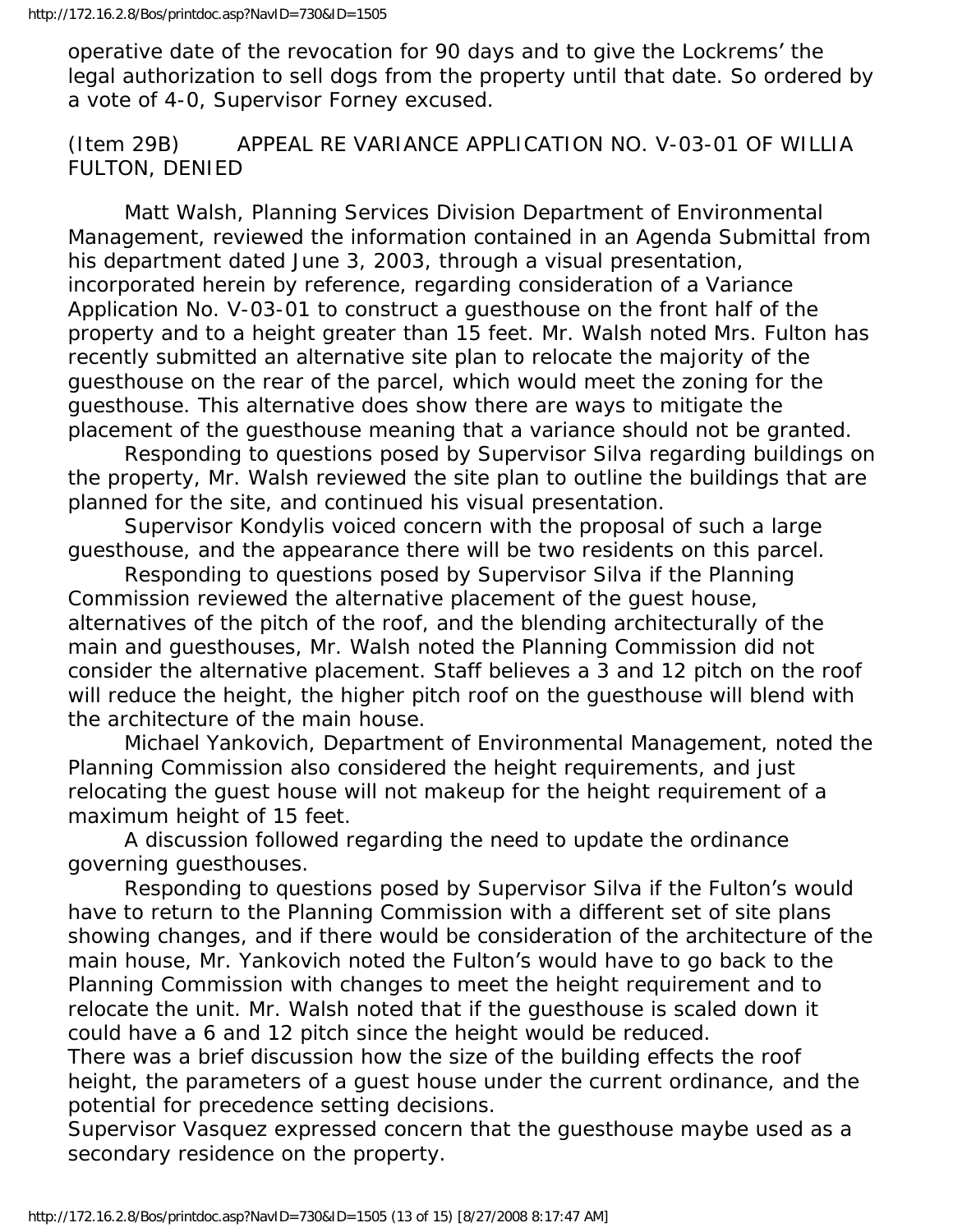operative date of the revocation for 90 days and to give the Lockrems' the legal authorization to sell dogs from the property until that date. So ordered by a vote of 4-0, Supervisor Forney excused.

(Item 29B) APPEAL RE VARIANCE APPLICATION NO. V-03-01 OF WILLIA FULTON, DENIED

Matt Walsh, Planning Services Division Department of Environmental Management, reviewed the information contained in an Agenda Submittal from his department dated June 3, 2003, through a visual presentation, incorporated herein by reference, regarding consideration of a Variance Application No. V-03-01 to construct a guesthouse on the front half of the property and to a height greater than 15 feet. Mr. Walsh noted Mrs. Fulton has recently submitted an alternative site plan to relocate the majority of the guesthouse on the rear of the parcel, which would meet the zoning for the guesthouse. This alternative does show there are ways to mitigate the placement of the guesthouse meaning that a variance should not be granted.

Responding to questions posed by Supervisor Silva regarding buildings on the property, Mr. Walsh reviewed the site plan to outline the buildings that are planned for the site, and continued his visual presentation.

Supervisor Kondylis voiced concern with the proposal of such a large guesthouse, and the appearance there will be two residents on this parcel.

Responding to questions posed by Supervisor Silva if the Planning Commission reviewed the alternative placement of the guest house, alternatives of the pitch of the roof, and the blending architecturally of the main and guesthouses, Mr. Walsh noted the Planning Commission did not consider the alternative placement. Staff believes a 3 and 12 pitch on the roof will reduce the height, the higher pitch roof on the guesthouse will blend with the architecture of the main house.

Michael Yankovich, Department of Environmental Management, noted the Planning Commission also considered the height requirements, and just relocating the guest house will not makeup for the height requirement of a maximum height of 15 feet.

A discussion followed regarding the need to update the ordinance governing guesthouses.

Responding to questions posed by Supervisor Silva if the Fulton's would have to return to the Planning Commission with a different set of site plans showing changes, and if there would be consideration of the architecture of the main house, Mr. Yankovich noted the Fulton's would have to go back to the Planning Commission with changes to meet the height requirement and to relocate the unit. Mr. Walsh noted that if the guesthouse is scaled down it could have a 6 and 12 pitch since the height would be reduced.

There was a brief discussion how the size of the building effects the roof height, the parameters of a guest house under the current ordinance, and the potential for precedence setting decisions.

Supervisor Vasquez expressed concern that the guesthouse maybe used as a secondary residence on the property.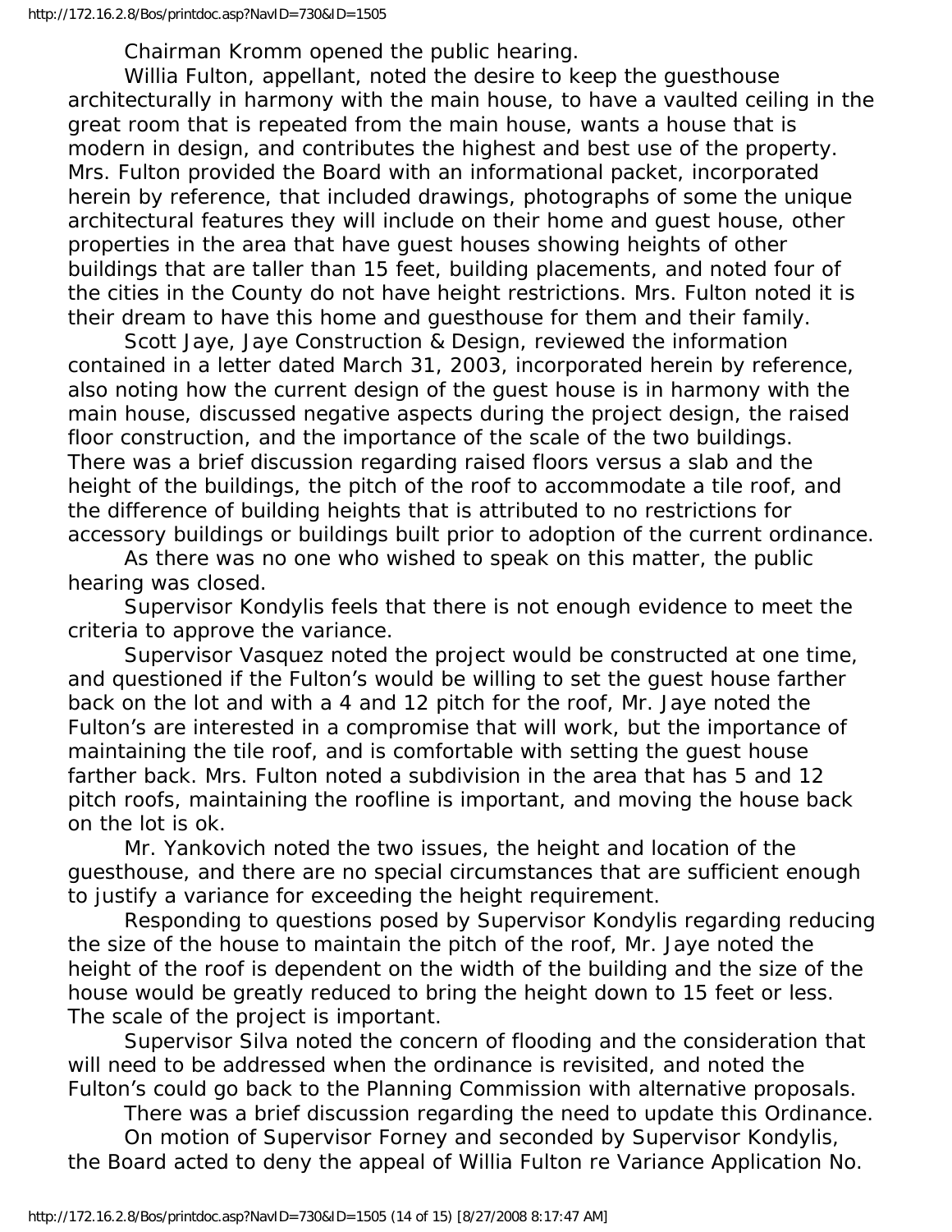Chairman Kromm opened the public hearing.

Willia Fulton, appellant, noted the desire to keep the guesthouse architecturally in harmony with the main house, to have a vaulted ceiling in the great room that is repeated from the main house, wants a house that is modern in design, and contributes the highest and best use of the property. Mrs. Fulton provided the Board with an informational packet, incorporated herein by reference, that included drawings, photographs of some the unique architectural features they will include on their home and guest house, other properties in the area that have guest houses showing heights of other buildings that are taller than 15 feet, building placements, and noted four of the cities in the County do not have height restrictions. Mrs. Fulton noted it is their dream to have this home and guesthouse for them and their family.

Scott Jaye, Jaye Construction & Design, reviewed the information contained in a letter dated March 31, 2003, incorporated herein by reference, also noting how the current design of the guest house is in harmony with the main house, discussed negative aspects during the project design, the raised floor construction, and the importance of the scale of the two buildings. There was a brief discussion regarding raised floors versus a slab and the height of the buildings, the pitch of the roof to accommodate a tile roof, and the difference of building heights that is attributed to no restrictions for accessory buildings or buildings built prior to adoption of the current ordinance.

As there was no one who wished to speak on this matter, the public hearing was closed.

Supervisor Kondylis feels that there is not enough evidence to meet the criteria to approve the variance.

Supervisor Vasquez noted the project would be constructed at one time, and questioned if the Fulton's would be willing to set the guest house farther back on the lot and with a 4 and 12 pitch for the roof, Mr. Jaye noted the Fulton's are interested in a compromise that will work, but the importance of maintaining the tile roof, and is comfortable with setting the guest house farther back. Mrs. Fulton noted a subdivision in the area that has 5 and 12 pitch roofs, maintaining the roofline is important, and moving the house back on the lot is ok.

Mr. Yankovich noted the two issues, the height and location of the guesthouse, and there are no special circumstances that are sufficient enough to justify a variance for exceeding the height requirement.

Responding to questions posed by Supervisor Kondylis regarding reducing the size of the house to maintain the pitch of the roof, Mr. Jaye noted the height of the roof is dependent on the width of the building and the size of the house would be greatly reduced to bring the height down to 15 feet or less. The scale of the project is important.

Supervisor Silva noted the concern of flooding and the consideration that will need to be addressed when the ordinance is revisited, and noted the Fulton's could go back to the Planning Commission with alternative proposals.

There was a brief discussion regarding the need to update this Ordinance.

On motion of Supervisor Forney and seconded by Supervisor Kondylis, the Board acted to deny the appeal of Willia Fulton re Variance Application No.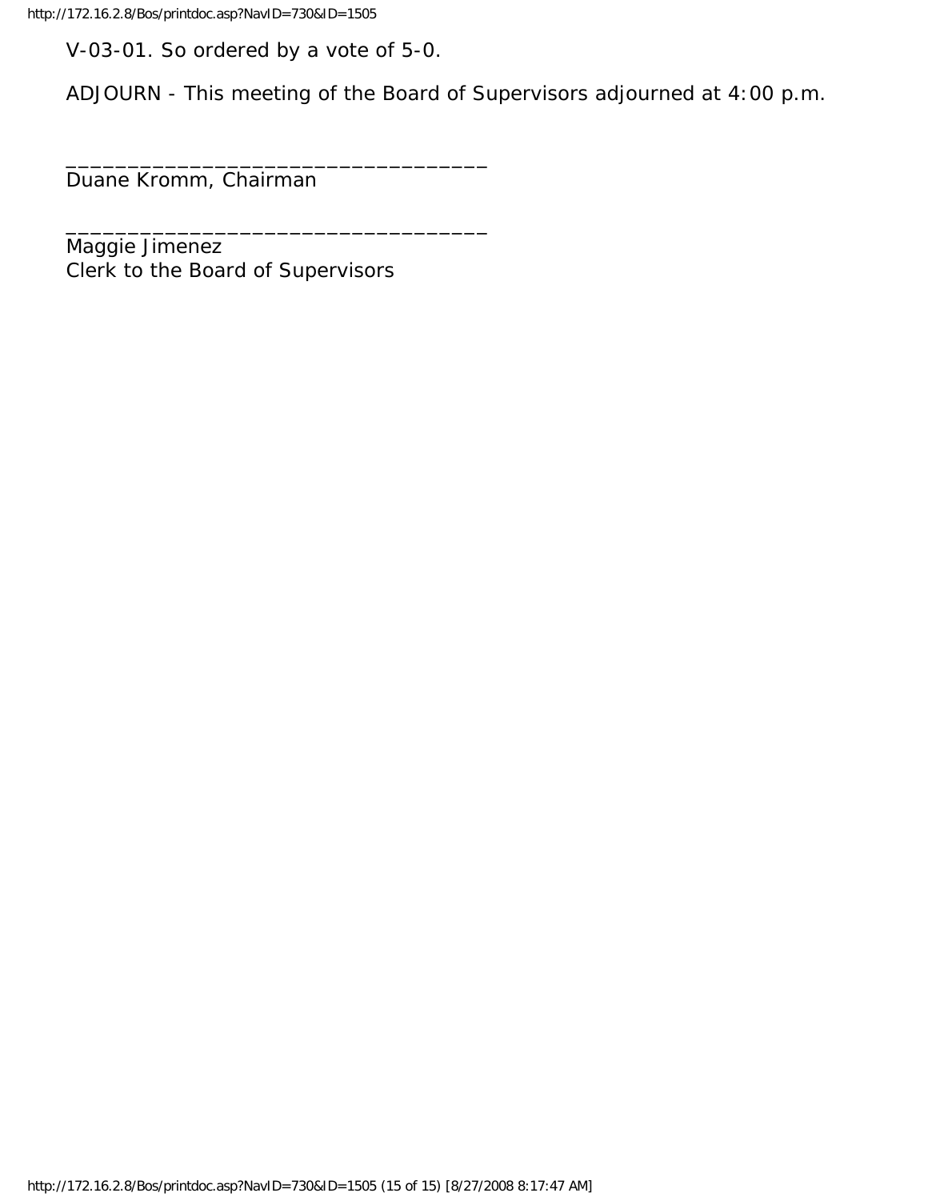V-03-01. So ordered by a vote of 5-0.

ADJOURN - This meeting of the Board of Supervisors adjourned at 4:00 p.m.

___________________________________
Duane Kromm, Chairman

___________________________________
Maggie Jimenez
Clerk to the Board of Supervisors